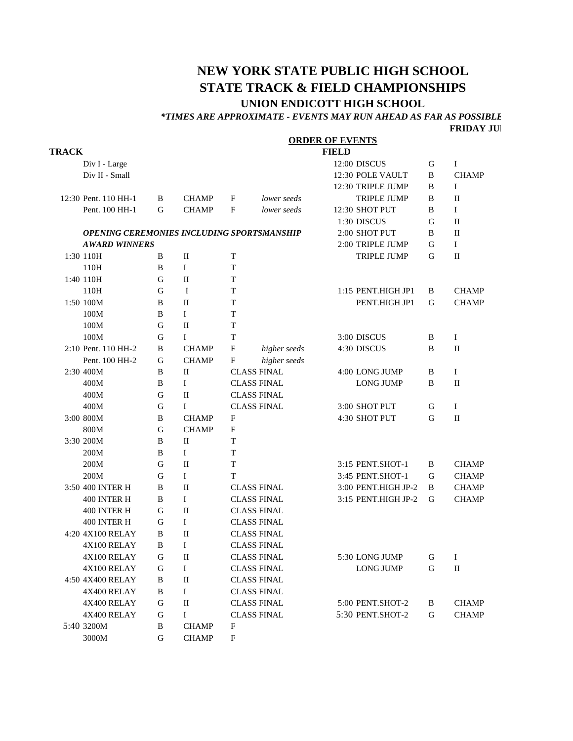# NEW YORK STATE PUBLIC HIGH SCHOOL
# STATE TRACK & FIELD CHAMPIONSHIPS
## UNION ENDICOTT HIGH SCHOOL

***TIMES ARE APPROXIMATE - EVENTS MAY RUN AHEAD AS FAR AS POSSIBLE**

**FRIDAY JU**

**ORDER OF EVENTS**

**TRACK**

| Time | Event | Gender | Division | Round | Note |
|---|---|---|---|---|---|
| | Div I - Large | | | | |
| | Div II - Small | | | | |
| 12:30 | Pent. 110 HH-1 | B | CHAMP | F | *lower seeds* |
| | Pent. 100 HH-1 | G | CHAMP | F | *lower seeds* |
| | ***OPENING CEREMONIES INCLUDING SPORTSMANSHIP AWARD WINNERS*** | | | | |
| 1:30 | 110H | B | II | T | |
| | 110H | B | I | T | |
| 1:40 | 110H | G | II | T | |
| | 110H | G | I | T | |
| 1:50 | 100M | B | II | T | |
| | 100M | B | I | T | |
| | 100M | G | II | T | |
| | 100M | G | I | T | |
| 2:10 | Pent. 110 HH-2 | B | CHAMP | F | *higher seeds* |
| | Pent. 100 HH-2 | G | CHAMP | F | *higher seeds* |
| 2:30 | 400M | B | II | CLASS FINAL | |
| | 400M | B | I | CLASS FINAL | |
| | 400M | G | II | CLASS FINAL | |
| | 400M | G | I | CLASS FINAL | |
| 3:00 | 800M | B | CHAMP | F | |
| | 800M | G | CHAMP | F | |
| 3:30 | 200M | B | II | T | |
| | 200M | B | I | T | |
| | 200M | G | II | T | |
| | 200M | G | I | T | |
| 3:50 | 400 INTER H | B | II | CLASS FINAL | |
| | 400 INTER H | B | I | CLASS FINAL | |
| | 400 INTER H | G | II | CLASS FINAL | |
| | 400 INTER H | G | I | CLASS FINAL | |
| 4:20 | 4X100 RELAY | B | II | CLASS FINAL | |
| | 4X100 RELAY | B | I | CLASS FINAL | |
| | 4X100 RELAY | G | II | CLASS FINAL | |
| | 4X100 RELAY | G | I | CLASS FINAL | |
| 4:50 | 4X400 RELAY | B | II | CLASS FINAL | |
| | 4X400 RELAY | B | I | CLASS FINAL | |
| | 4X400 RELAY | G | II | CLASS FINAL | |
| | 4X400 RELAY | G | I | CLASS FINAL | |
| 5:40 | 3200M | B | CHAMP | F | |
| | 3000M | G | CHAMP | F | |

**FIELD**

| Time | Event | Gender | Division |
|---|---|---|---|
| 12:00 | DISCUS | G | I |
| 12:30 | POLE VAULT | B | CHAMP |
| 12:30 | TRIPLE JUMP | B | I |
| | TRIPLE JUMP | B | II |
| 12:30 | SHOT PUT | B | I |
| 1:30 | DISCUS | G | II |
| 2:00 | SHOT PUT | B | II |
| 2:00 | TRIPLE JUMP | G | I |
| | TRIPLE JUMP | G | II |
| 1:15 | PENT.HIGH JP1 | B | CHAMP |
| | PENT.HIGH JP1 | G | CHAMP |
| 3:00 | DISCUS | B | I |
| 4:30 | DISCUS | B | II |
| 4:00 | LONG JUMP | B | I |
| | LONG JUMP | B | II |
| 3:00 | SHOT PUT | G | I |
| 4:30 | SHOT PUT | G | II |
| 3:15 | PENT.SHOT-1 | B | CHAMP |
| 3:45 | PENT.SHOT-1 | G | CHAMP |
| 3:00 | PENT.HIGH JP-2 | B | CHAMP |
| 3:15 | PENT.HIGH JP-2 | G | CHAMP |
| 5:30 | LONG JUMP | G | I |
| | LONG JUMP | G | II |
| 5:00 | PENT.SHOT-2 | B | CHAMP |
| 5:30 | PENT.SHOT-2 | G | CHAMP |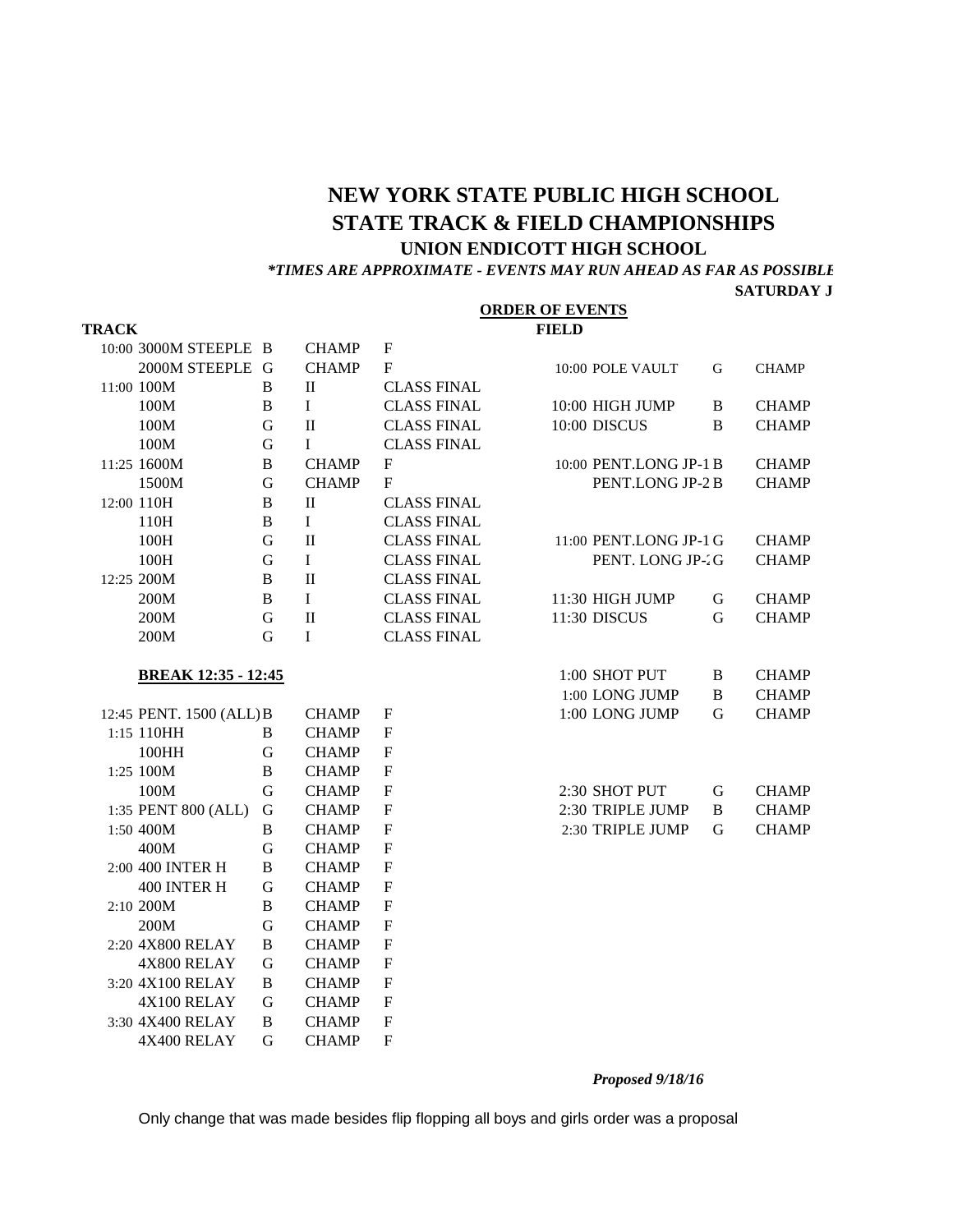# NEW YORK STATE PUBLIC HIGH SCHOOL
# STATE TRACK & FIELD CHAMPIONSHIPS
### UNION ENDICOTT HIGH SCHOOL

***TIMES ARE APPROXIMATE - EVENTS MAY RUN AHEAD AS FAR AS POSSIBLE**

**SATURDAY J**

**ORDER OF EVENTS**

**TRACK**

| Time | Event | | | |
|---|---|---|---|---|
| 10:00 | 3000M STEEPLE | B | CHAMP | F |
| | 2000M STEEPLE | G | CHAMP | F |
| 11:00 | 100M | B | II | CLASS FINAL |
| | 100M | B | I | CLASS FINAL |
| | 100M | G | II | CLASS FINAL |
| | 100M | G | I | CLASS FINAL |
| 11:25 | 1600M | B | CHAMP | F |
| | 1500M | G | CHAMP | F |
| 12:00 | 110H | B | II | CLASS FINAL |
| | 110H | B | I | CLASS FINAL |
| | 100H | G | II | CLASS FINAL |
| | 100H | G | I | CLASS FINAL |
| 12:25 | 200M | B | II | CLASS FINAL |
| | 200M | B | I | CLASS FINAL |
| | 200M | G | II | CLASS FINAL |
| | 200M | G | I | CLASS FINAL |

**BREAK 12:35 - 12:45**

| Time | Event | | | |
|---|---|---|---|---|
| 12:45 | PENT. 1500 (ALL) | B | CHAMP | F |
| 1:15 | 110HH | B | CHAMP | F |
| | 100HH | G | CHAMP | F |
| 1:25 | 100M | B | CHAMP | F |
| | 100M | G | CHAMP | F |
| 1:35 | PENT 800 (ALL) | G | CHAMP | F |
| 1:50 | 400M | B | CHAMP | F |
| | 400M | G | CHAMP | F |
| 2:00 | 400 INTER H | B | CHAMP | F |
| | 400 INTER H | G | CHAMP | F |
| 2:10 | 200M | B | CHAMP | F |
| | 200M | G | CHAMP | F |
| 2:20 | 4X800 RELAY | B | CHAMP | F |
| | 4X800 RELAY | G | CHAMP | F |
| 3:20 | 4X100 RELAY | B | CHAMP | F |
| | 4X100 RELAY | G | CHAMP | F |
| 3:30 | 4X400 RELAY | B | CHAMP | F |
| | 4X400 RELAY | G | CHAMP | F |

**FIELD**

| Time | Event | | |
|---|---|---|---|
| 10:00 | POLE VAULT | G | CHAMP |
| 10:00 | HIGH JUMP | B | CHAMP |
| 10:00 | DISCUS | B | CHAMP |
| 10:00 | PENT.LONG JP-1 | B | CHAMP |
| | PENT.LONG JP-2 | B | CHAMP |
| 11:00 | PENT.LONG JP-1 | G | CHAMP |
| | PENT. LONG JP-2 | G | CHAMP |
| 11:30 | HIGH JUMP | G | CHAMP |
| 11:30 | DISCUS | G | CHAMP |
| 1:00 | SHOT PUT | B | CHAMP |
| 1:00 | LONG JUMP | B | CHAMP |
| 1:00 | LONG JUMP | G | CHAMP |
| 2:30 | SHOT PUT | G | CHAMP |
| 2:30 | TRIPLE JUMP | B | CHAMP |
| 2:30 | TRIPLE JUMP | G | CHAMP |

***Proposed 9/18/16***

Only change that was made besides flip flopping all boys and girls order was a proposal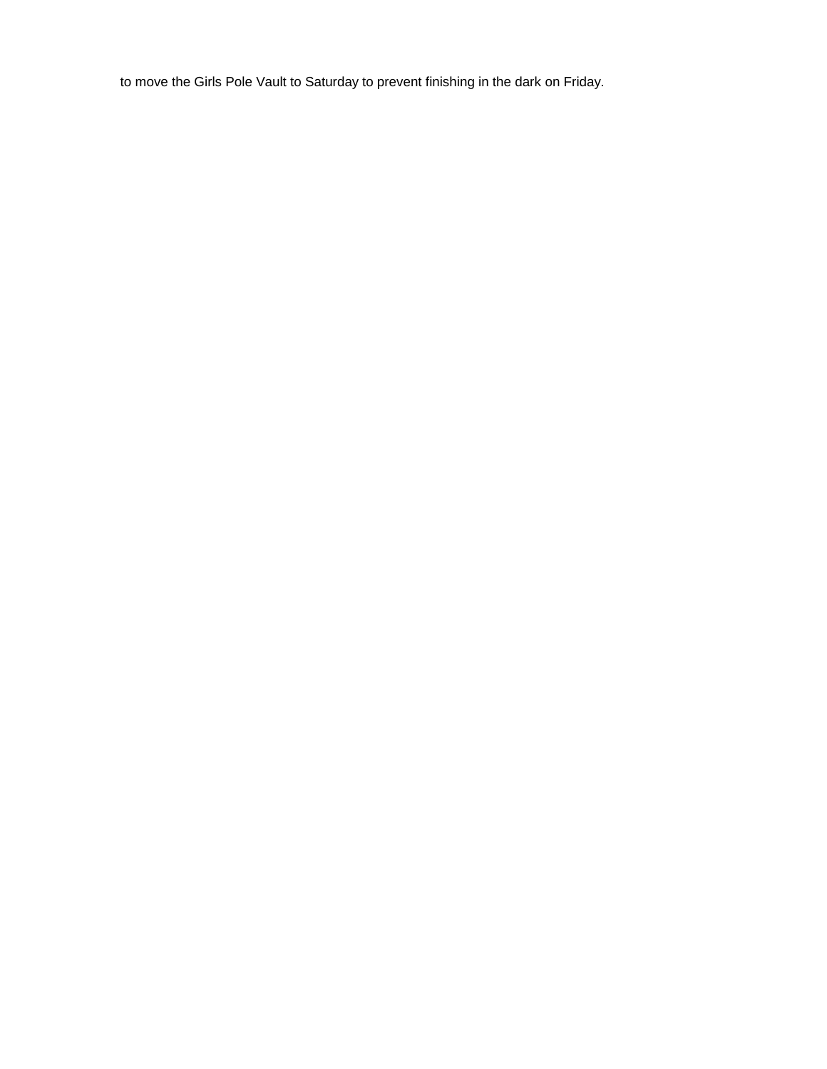to move the Girls Pole Vault to Saturday to prevent finishing in the dark on Friday.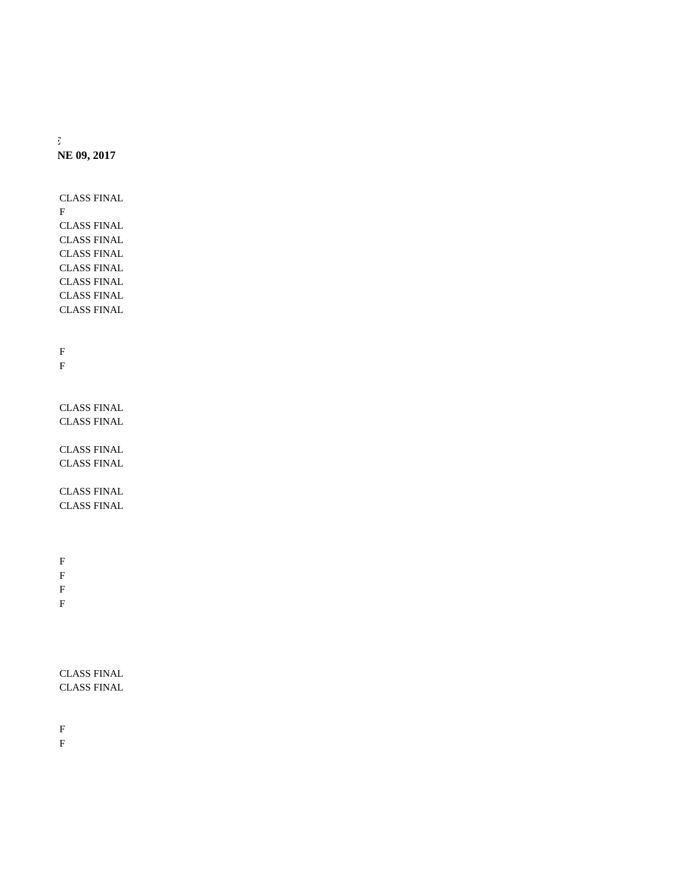:

**NE 09, 2017**

CLASS FINAL
F
CLASS FINAL
CLASS FINAL
CLASS FINAL
CLASS FINAL
CLASS FINAL
CLASS FINAL
CLASS FINAL

F
F

CLASS FINAL
CLASS FINAL

CLASS FINAL
CLASS FINAL

CLASS FINAL
CLASS FINAL

F
F
F
F

CLASS FINAL
CLASS FINAL

F
F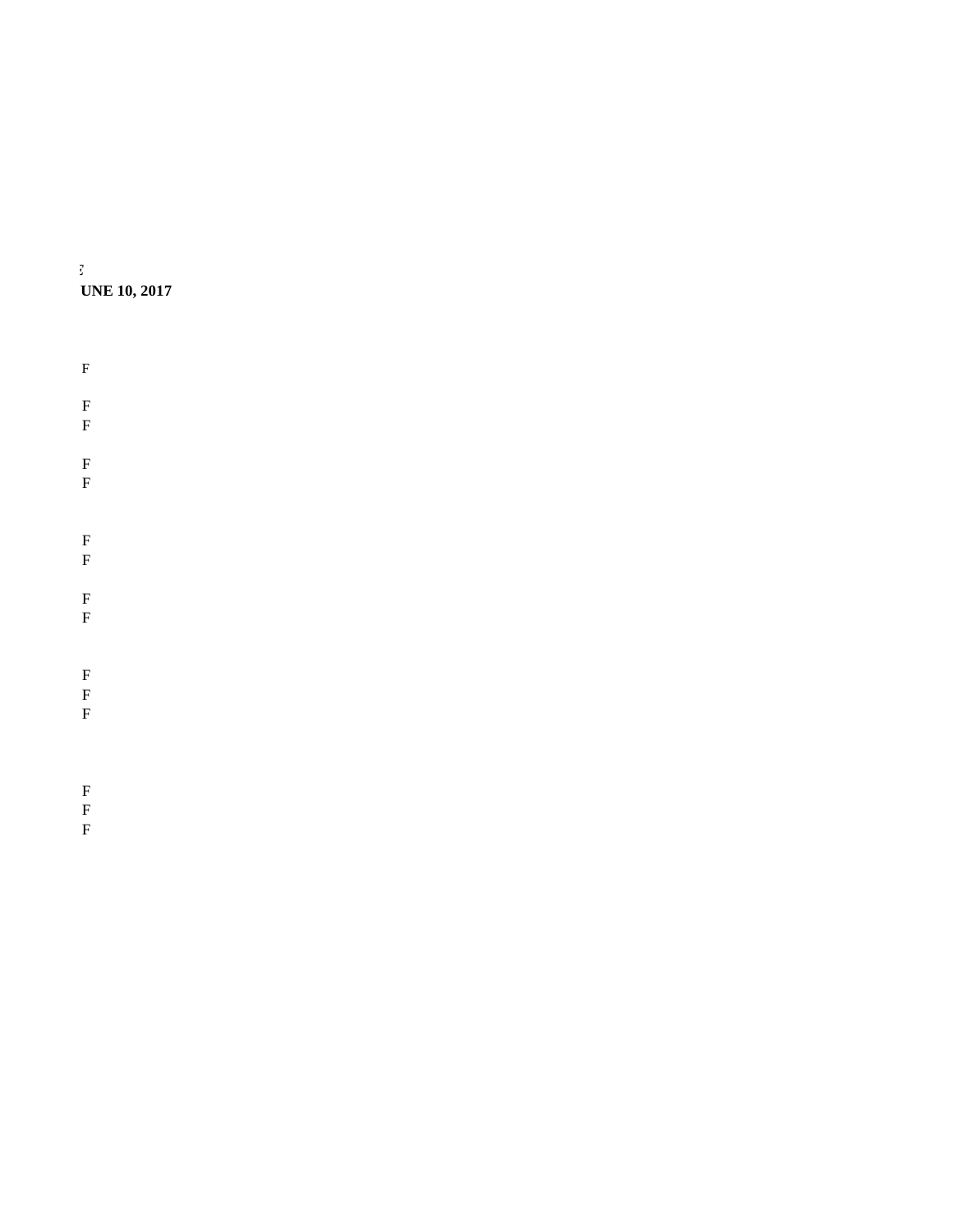UNE 10, 2017

F

F
F

F
F

F
F

F
F

F
F
F

F
F
F